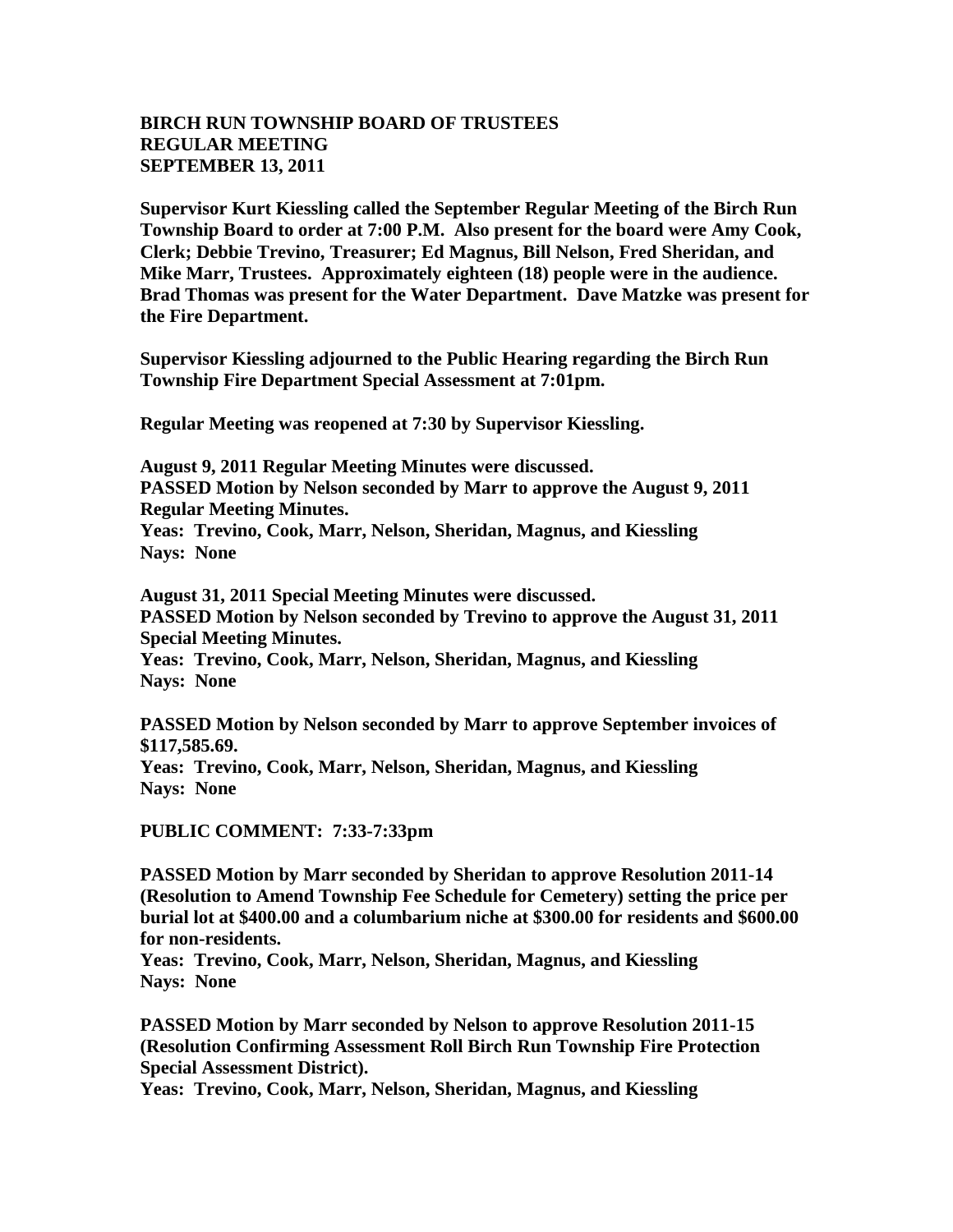**BIRCH RUN TOWNSHIP BOARD OF TRUSTEES**
**REGULAR MEETING**
**SEPTEMBER 13, 2011**

**Supervisor Kurt Kiessling called the September Regular Meeting of the Birch Run Township Board to order at 7:00 P.M. Also present for the board were Amy Cook, Clerk; Debbie Trevino, Treasurer; Ed Magnus, Bill Nelson, Fred Sheridan, and Mike Marr, Trustees. Approximately eighteen (18) people were in the audience. Brad Thomas was present for the Water Department. Dave Matzke was present for the Fire Department.**

**Supervisor Kiessling adjourned to the Public Hearing regarding the Birch Run Township Fire Department Special Assessment at 7:01pm.**

**Regular Meeting was reopened at 7:30 by Supervisor Kiessling.**

**August 9, 2011 Regular Meeting Minutes were discussed.**
**PASSED Motion by Nelson seconded by Marr to approve the August 9, 2011 Regular Meeting Minutes.**
**Yeas: Trevino, Cook, Marr, Nelson, Sheridan, Magnus, and Kiessling**
**Nays: None**

**August 31, 2011 Special Meeting Minutes were discussed.**
**PASSED Motion by Nelson seconded by Trevino to approve the August 31, 2011 Special Meeting Minutes.**
**Yeas: Trevino, Cook, Marr, Nelson, Sheridan, Magnus, and Kiessling**
**Nays: None**

**PASSED Motion by Nelson seconded by Marr to approve September invoices of $117,585.69.**
**Yeas: Trevino, Cook, Marr, Nelson, Sheridan, Magnus, and Kiessling**
**Nays: None**

**PUBLIC COMMENT: 7:33-7:33pm**

**PASSED Motion by Marr seconded by Sheridan to approve Resolution 2011-14 (Resolution to Amend Township Fee Schedule for Cemetery) setting the price per burial lot at $400.00 and a columbarium niche at $300.00 for residents and $600.00 for non-residents.**
**Yeas: Trevino, Cook, Marr, Nelson, Sheridan, Magnus, and Kiessling**
**Nays: None**

**PASSED Motion by Marr seconded by Nelson to approve Resolution 2011-15 (Resolution Confirming Assessment Roll Birch Run Township Fire Protection Special Assessment District).**
**Yeas: Trevino, Cook, Marr, Nelson, Sheridan, Magnus, and Kiessling**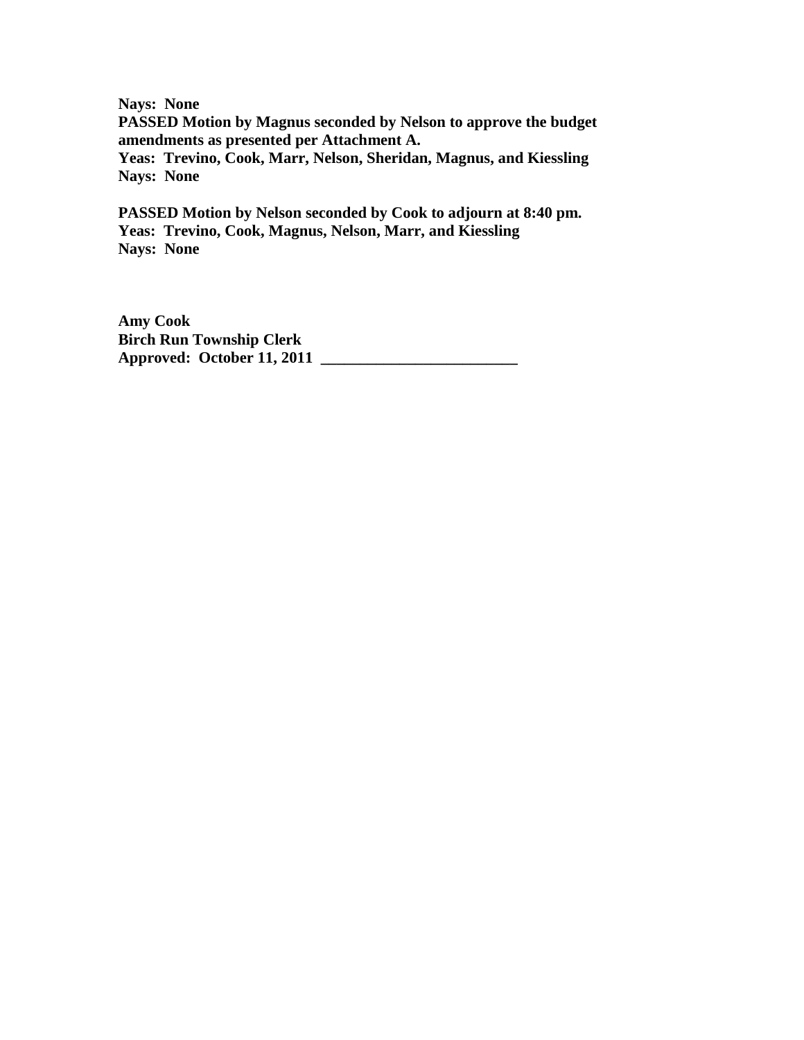**Nays: None**
**PASSED Motion by Magnus seconded by Nelson to approve the budget amendments as presented per Attachment A.**
**Yeas: Trevino, Cook, Marr, Nelson, Sheridan, Magnus, and Kiessling**
**Nays: None**

**PASSED Motion by Nelson seconded by Cook to adjourn at 8:40 pm.**
**Yeas: Trevino, Cook, Magnus, Nelson, Marr, and Kiessling**
**Nays: None**

**Amy Cook**
**Birch Run Township Clerk**
**Approved: October 11, 2011 _________________________**